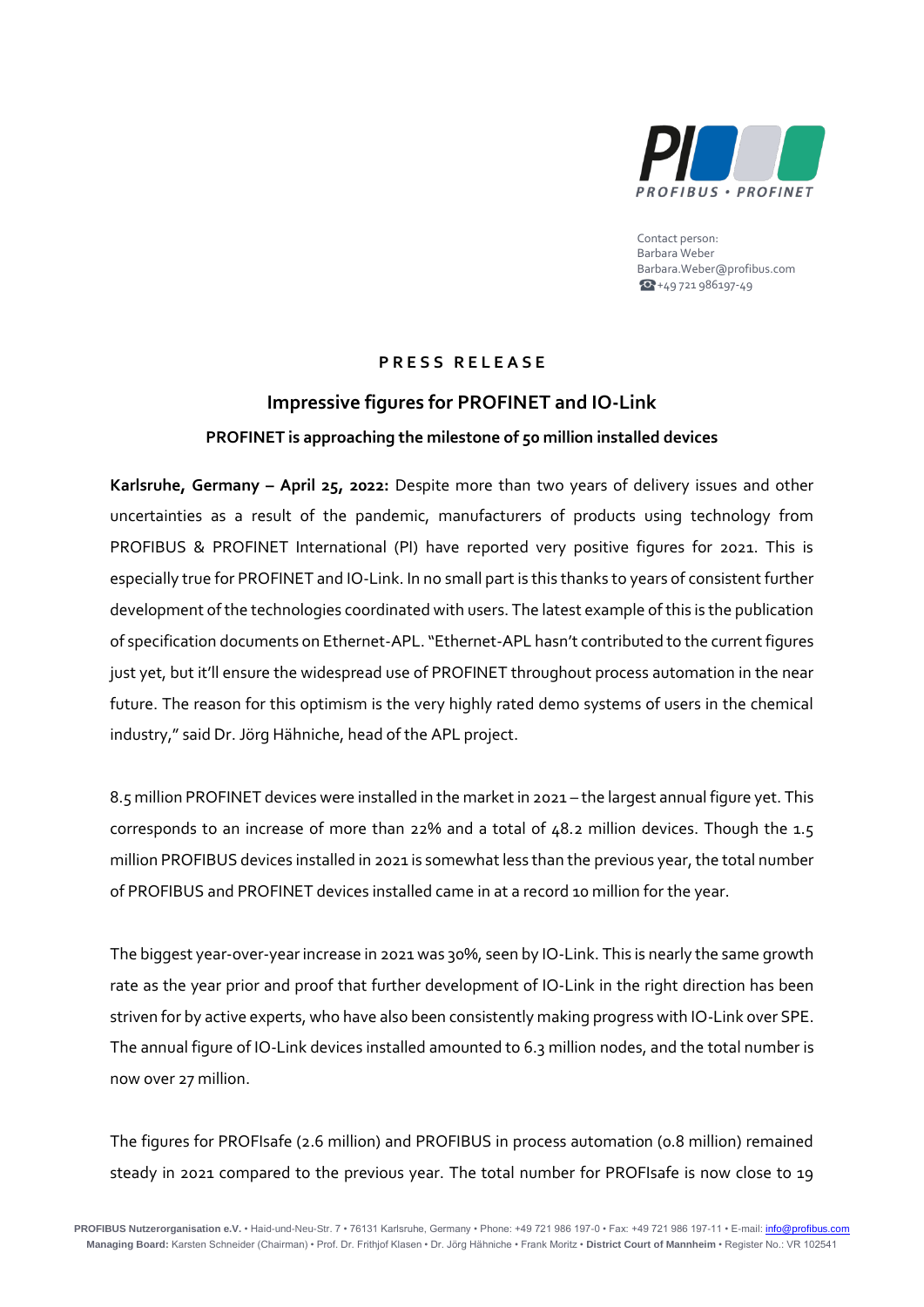Contact person:
Barbara Weber
Barbara.Weber@profibus.com
☎ +49 721 986197-49

**PRESS RELEASE**

# Impressive figures for PROFINET and IO-Link

## PROFINET is approaching the milestone of 50 million installed devices

**Karlsruhe, Germany – April 25, 2022:** Despite more than two years of delivery issues and other uncertainties as a result of the pandemic, manufacturers of products using technology from PROFIBUS & PROFINET International (PI) have reported very positive figures for 2021. This is especially true for PROFINET and IO-Link. In no small part is this thanks to years of consistent further development of the technologies coordinated with users. The latest example of this is the publication of specification documents on Ethernet-APL. "Ethernet-APL hasn't contributed to the current figures just yet, but it'll ensure the widespread use of PROFINET throughout process automation in the near future. The reason for this optimism is the very highly rated demo systems of users in the chemical industry," said Dr. Jörg Hähniche, head of the APL project.

8.5 million PROFINET devices were installed in the market in 2021 – the largest annual figure yet. This corresponds to an increase of more than 22% and a total of 48.2 million devices. Though the 1.5 million PROFIBUS devices installed in 2021 is somewhat less than the previous year, the total number of PROFIBUS and PROFINET devices installed came in at a record 10 million for the year.

The biggest year-over-year increase in 2021 was 30%, seen by IO-Link. This is nearly the same growth rate as the year prior and proof that further development of IO-Link in the right direction has been striven for by active experts, who have also been consistently making progress with IO-Link over SPE. The annual figure of IO-Link devices installed amounted to 6.3 million nodes, and the total number is now over 27 million.

The figures for PROFIsafe (2.6 million) and PROFIBUS in process automation (0.8 million) remained steady in 2021 compared to the previous year. The total number for PROFIsafe is now close to 19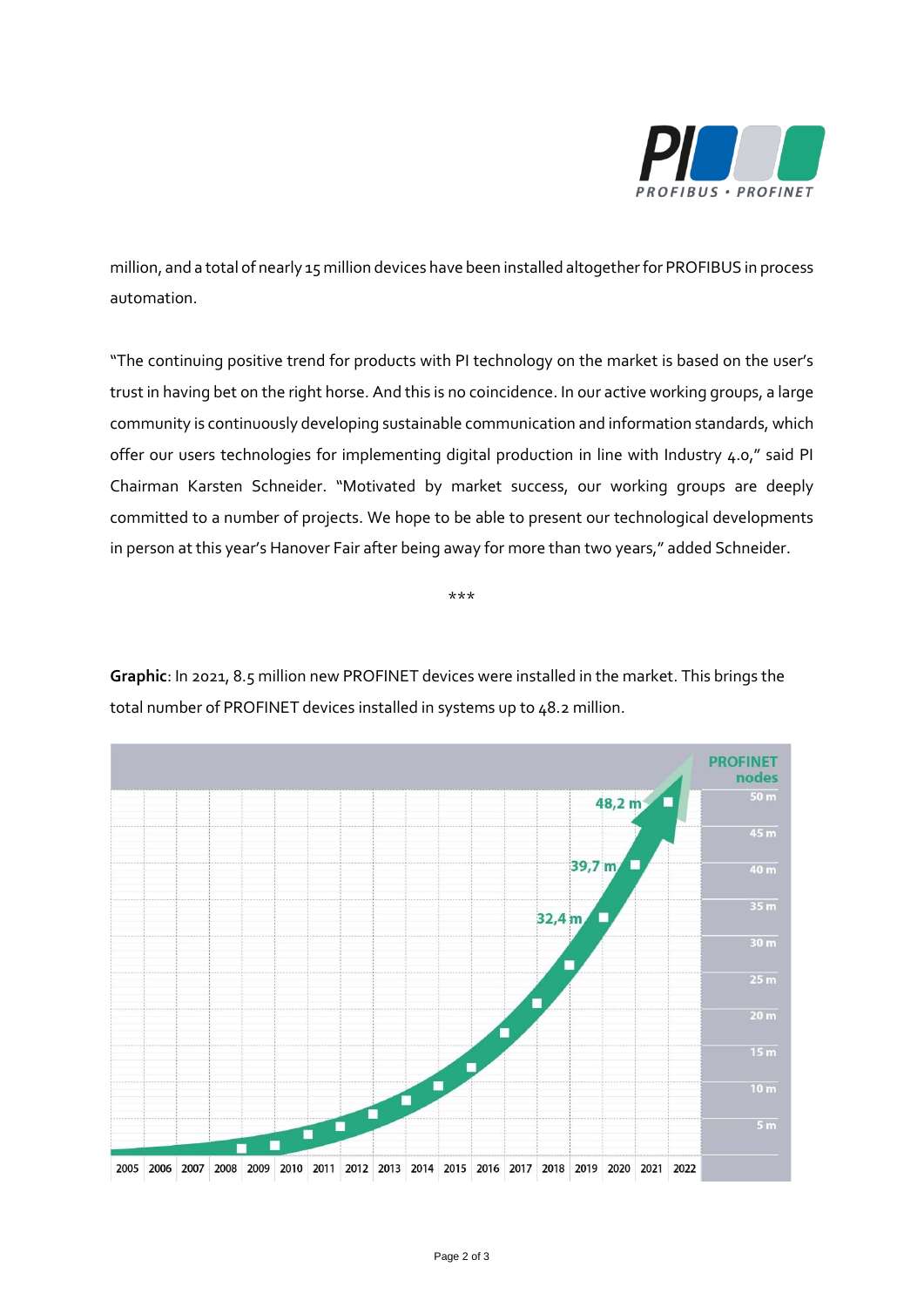million, and a total of nearly 15 million devices have been installed altogether for PROFIBUS in process automation.

"The continuing positive trend for products with PI technology on the market is based on the user's trust in having bet on the right horse. And this is no coincidence. In our active working groups, a large community is continuously developing sustainable communication and information standards, which offer our users technologies for implementing digital production in line with Industry 4.0," said PI Chairman Karsten Schneider. "Motivated by market success, our working groups are deeply committed to a number of projects. We hope to be able to present our technological developments in person at this year's Hanover Fair after being away for more than two years," added Schneider.

\*\*\*

**Graphic**: In 2021, 8.5 million new PROFINET devices were installed in the market. This brings the total number of PROFINET devices installed in systems up to 48.2 million.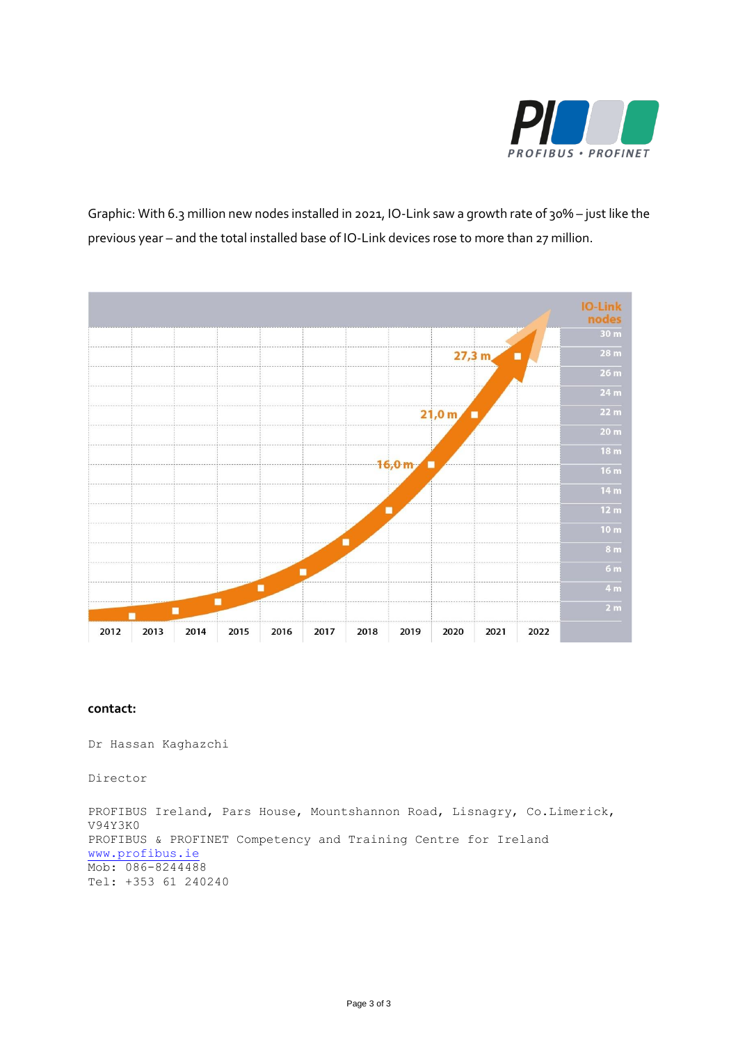Graphic: With 6.3 million new nodes installed in 2021, IO-Link saw a growth rate of 30% – just like the previous year – and the total installed base of IO-Link devices rose to more than 27 million.

IO-Link nodes

30 m
28 m
26 m
24 m
22 m
20 m
18 m
16 m
14 m
12 m
10 m
8 m
6 m
4 m
2 m

27,3 m
21,0 m
16,0 m

2012 2013 2014 2015 2016 2017 2018 2019 2020 2021 2022

**contact:**

Dr Hassan Kaghazchi

Director

PROFIBUS Ireland, Pars House, Mountshannon Road, Lisnagry, Co.Limerick, V94Y3K0
PROFIBUS & PROFINET Competency and Training Centre for Ireland
www.profibus.ie
Mob: 086-8244488
Tel: +353 61 240240